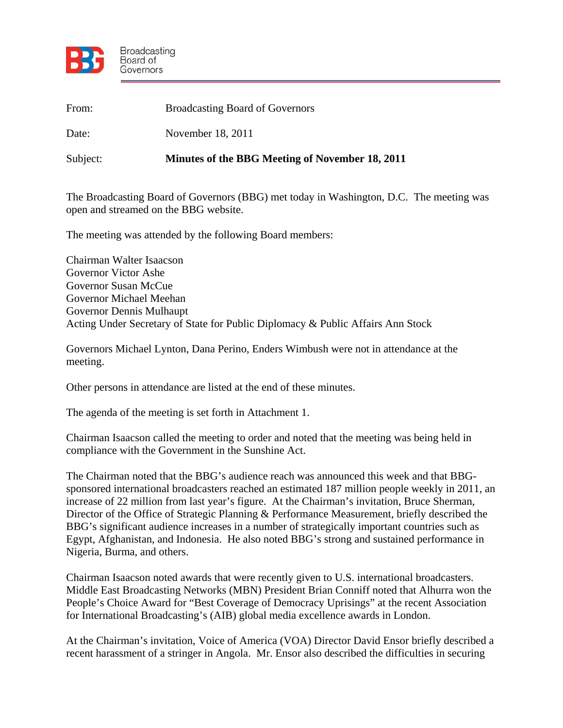Broadcasting Board of Governors

| | |
|---|---|
| From: | Broadcasting Board of Governors |
| Date: | November 18, 2011 |
| Subject: | **Minutes of the BBG Meeting of November 18, 2011** |

The Broadcasting Board of Governors (BBG) met today in Washington, D.C. The meeting was open and streamed on the BBG website.

The meeting was attended by the following Board members:

Chairman Walter Isaacson
Governor Victor Ashe
Governor Susan McCue
Governor Michael Meehan
Governor Dennis Mulhaupt
Acting Under Secretary of State for Public Diplomacy & Public Affairs Ann Stock

Governors Michael Lynton, Dana Perino, Enders Wimbush were not in attendance at the meeting.

Other persons in attendance are listed at the end of these minutes.

The agenda of the meeting is set forth in Attachment 1.

Chairman Isaacson called the meeting to order and noted that the meeting was being held in compliance with the Government in the Sunshine Act.

The Chairman noted that the BBG's audience reach was announced this week and that BBG-sponsored international broadcasters reached an estimated 187 million people weekly in 2011, an increase of 22 million from last year's figure. At the Chairman's invitation, Bruce Sherman, Director of the Office of Strategic Planning & Performance Measurement, briefly described the BBG's significant audience increases in a number of strategically important countries such as Egypt, Afghanistan, and Indonesia. He also noted BBG's strong and sustained performance in Nigeria, Burma, and others.

Chairman Isaacson noted awards that were recently given to U.S. international broadcasters. Middle East Broadcasting Networks (MBN) President Brian Conniff noted that Alhurra won the People's Choice Award for "Best Coverage of Democracy Uprisings" at the recent Association for International Broadcasting's (AIB) global media excellence awards in London.

At the Chairman's invitation, Voice of America (VOA) Director David Ensor briefly described a recent harassment of a stringer in Angola. Mr. Ensor also described the difficulties in securing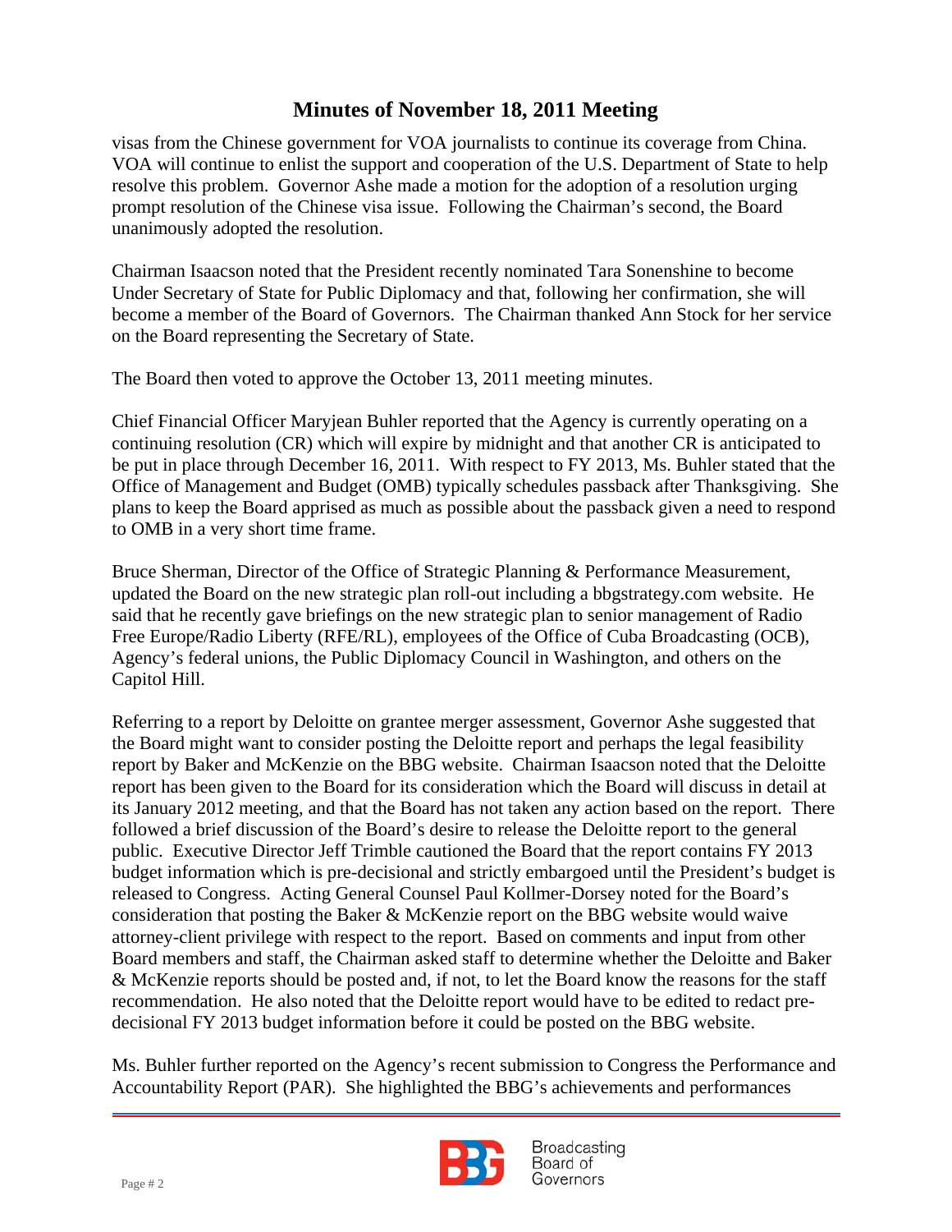# Minutes of November 18, 2011 Meeting

visas from the Chinese government for VOA journalists to continue its coverage from China. VOA will continue to enlist the support and cooperation of the U.S. Department of State to help resolve this problem. Governor Ashe made a motion for the adoption of a resolution urging prompt resolution of the Chinese visa issue. Following the Chairman's second, the Board unanimously adopted the resolution.

Chairman Isaacson noted that the President recently nominated Tara Sonenshine to become Under Secretary of State for Public Diplomacy and that, following her confirmation, she will become a member of the Board of Governors. The Chairman thanked Ann Stock for her service on the Board representing the Secretary of State.

The Board then voted to approve the October 13, 2011 meeting minutes.

Chief Financial Officer Maryjean Buhler reported that the Agency is currently operating on a continuing resolution (CR) which will expire by midnight and that another CR is anticipated to be put in place through December 16, 2011. With respect to FY 2013, Ms. Buhler stated that the Office of Management and Budget (OMB) typically schedules passback after Thanksgiving. She plans to keep the Board apprised as much as possible about the passback given a need to respond to OMB in a very short time frame.

Bruce Sherman, Director of the Office of Strategic Planning & Performance Measurement, updated the Board on the new strategic plan roll-out including a bbgstrategy.com website. He said that he recently gave briefings on the new strategic plan to senior management of Radio Free Europe/Radio Liberty (RFE/RL), employees of the Office of Cuba Broadcasting (OCB), Agency's federal unions, the Public Diplomacy Council in Washington, and others on the Capitol Hill.

Referring to a report by Deloitte on grantee merger assessment, Governor Ashe suggested that the Board might want to consider posting the Deloitte report and perhaps the legal feasibility report by Baker and McKenzie on the BBG website. Chairman Isaacson noted that the Deloitte report has been given to the Board for its consideration which the Board will discuss in detail at its January 2012 meeting, and that the Board has not taken any action based on the report. There followed a brief discussion of the Board's desire to release the Deloitte report to the general public. Executive Director Jeff Trimble cautioned the Board that the report contains FY 2013 budget information which is pre-decisional and strictly embargoed until the President's budget is released to Congress. Acting General Counsel Paul Kollmer-Dorsey noted for the Board's consideration that posting the Baker & McKenzie report on the BBG website would waive attorney-client privilege with respect to the report. Based on comments and input from other Board members and staff, the Chairman asked staff to determine whether the Deloitte and Baker & McKenzie reports should be posted and, if not, to let the Board know the reasons for the staff recommendation. He also noted that the Deloitte report would have to be edited to redact pre-decisional FY 2013 budget information before it could be posted on the BBG website.

Ms. Buhler further reported on the Agency's recent submission to Congress the Performance and Accountability Report (PAR). She highlighted the BBG's achievements and performances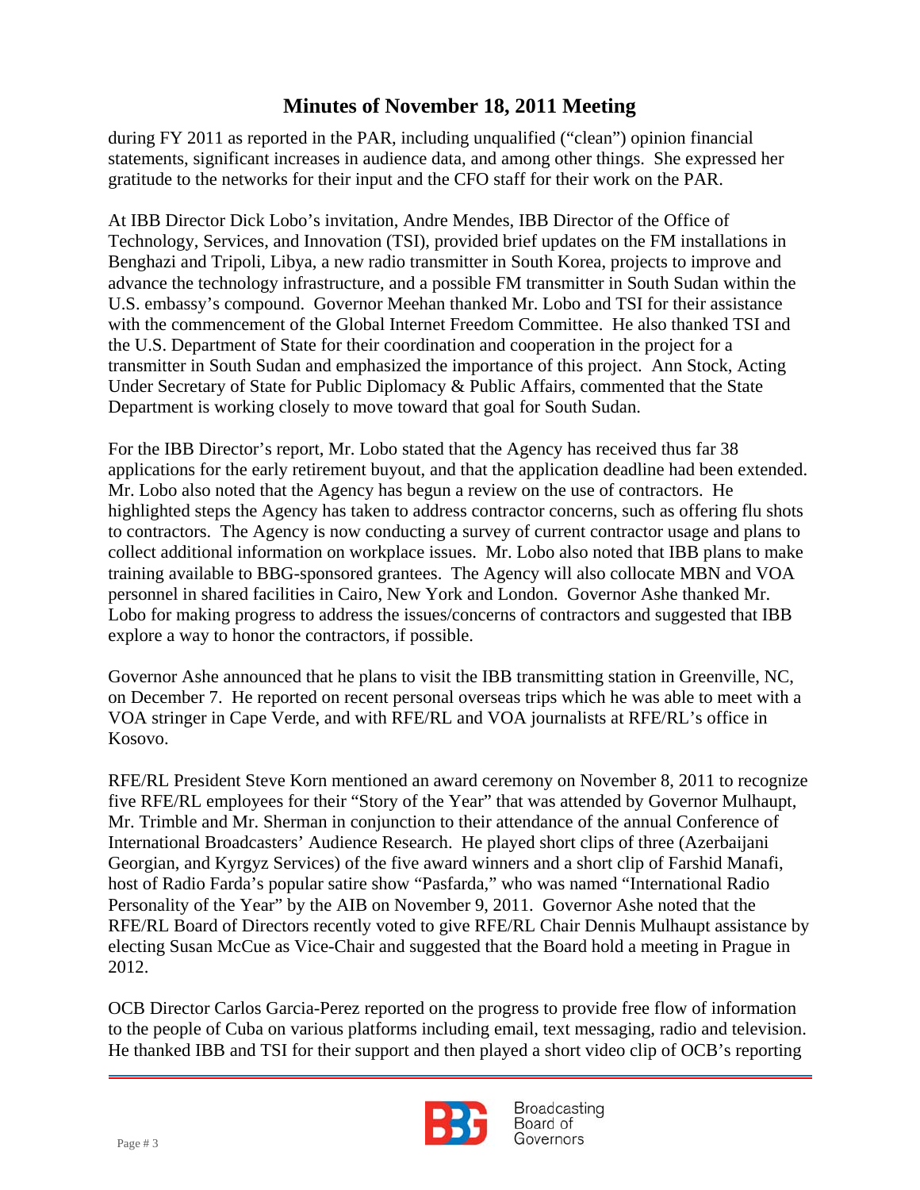during FY 2011 as reported in the PAR, including unqualified ("clean") opinion financial statements, significant increases in audience data, and among other things. She expressed her gratitude to the networks for their input and the CFO staff for their work on the PAR.

At IBB Director Dick Lobo's invitation, Andre Mendes, IBB Director of the Office of Technology, Services, and Innovation (TSI), provided brief updates on the FM installations in Benghazi and Tripoli, Libya, a new radio transmitter in South Korea, projects to improve and advance the technology infrastructure, and a possible FM transmitter in South Sudan within the U.S. embassy's compound. Governor Meehan thanked Mr. Lobo and TSI for their assistance with the commencement of the Global Internet Freedom Committee. He also thanked TSI and the U.S. Department of State for their coordination and cooperation in the project for a transmitter in South Sudan and emphasized the importance of this project. Ann Stock, Acting Under Secretary of State for Public Diplomacy & Public Affairs, commented that the State Department is working closely to move toward that goal for South Sudan.

For the IBB Director's report, Mr. Lobo stated that the Agency has received thus far 38 applications for the early retirement buyout, and that the application deadline had been extended. Mr. Lobo also noted that the Agency has begun a review on the use of contractors. He highlighted steps the Agency has taken to address contractor concerns, such as offering flu shots to contractors. The Agency is now conducting a survey of current contractor usage and plans to collect additional information on workplace issues. Mr. Lobo also noted that IBB plans to make training available to BBG-sponsored grantees. The Agency will also collocate MBN and VOA personnel in shared facilities in Cairo, New York and London. Governor Ashe thanked Mr. Lobo for making progress to address the issues/concerns of contractors and suggested that IBB explore a way to honor the contractors, if possible.

Governor Ashe announced that he plans to visit the IBB transmitting station in Greenville, NC, on December 7. He reported on recent personal overseas trips which he was able to meet with a VOA stringer in Cape Verde, and with RFE/RL and VOA journalists at RFE/RL's office in Kosovo.

RFE/RL President Steve Korn mentioned an award ceremony on November 8, 2011 to recognize five RFE/RL employees for their "Story of the Year" that was attended by Governor Mulhaupt, Mr. Trimble and Mr. Sherman in conjunction to their attendance of the annual Conference of International Broadcasters' Audience Research. He played short clips of three (Azerbaijani Georgian, and Kyrgyz Services) of the five award winners and a short clip of Farshid Manafi, host of Radio Farda's popular satire show "Pasfarda," who was named "International Radio Personality of the Year" by the AIB on November 9, 2011. Governor Ashe noted that the RFE/RL Board of Directors recently voted to give RFE/RL Chair Dennis Mulhaupt assistance by electing Susan McCue as Vice-Chair and suggested that the Board hold a meeting in Prague in 2012.

OCB Director Carlos Garcia-Perez reported on the progress to provide free flow of information to the people of Cuba on various platforms including email, text messaging, radio and television. He thanked IBB and TSI for their support and then played a short video clip of OCB's reporting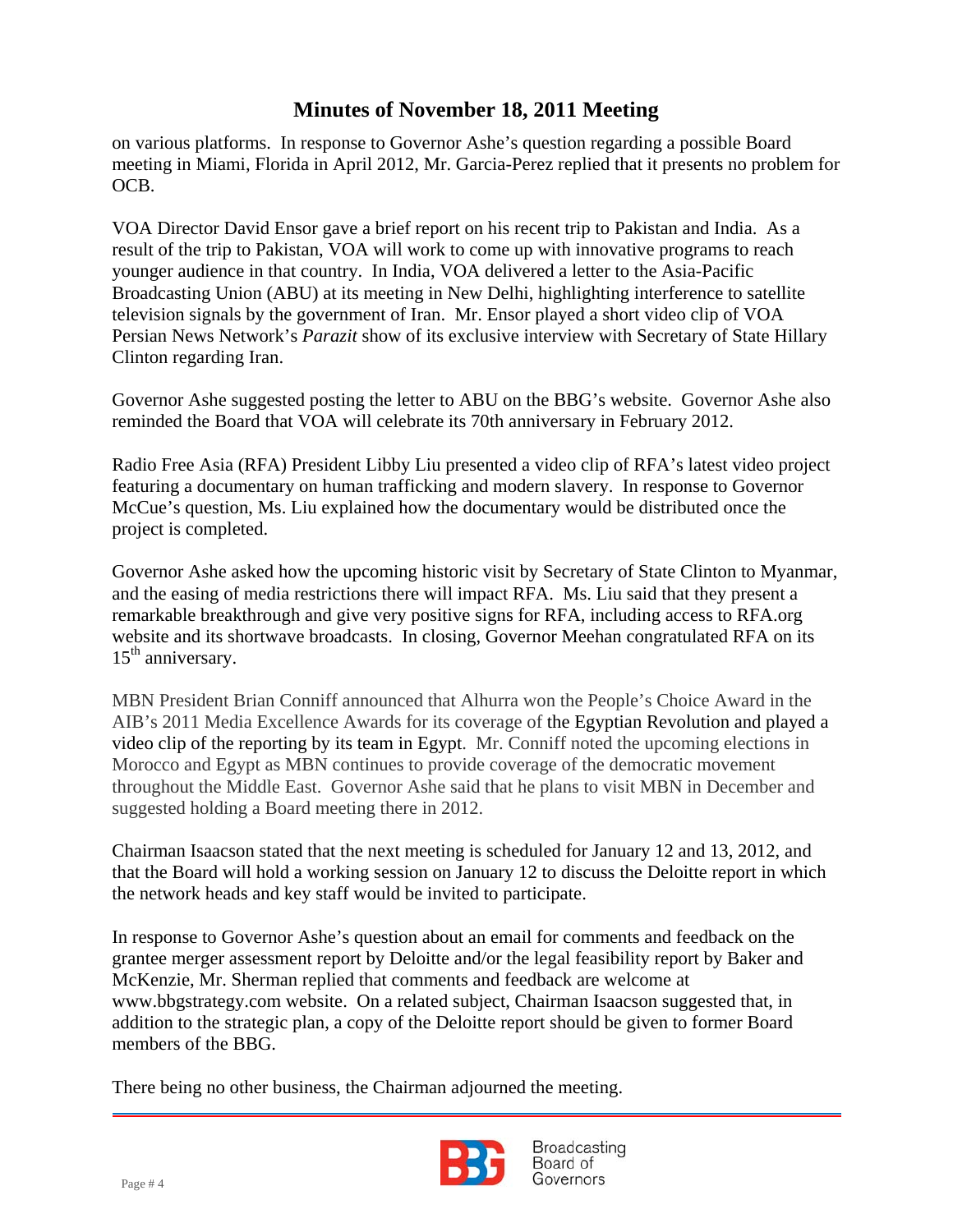on various platforms. In response to Governor Ashe's question regarding a possible Board meeting in Miami, Florida in April 2012, Mr. Garcia-Perez replied that it presents no problem for OCB.

VOA Director David Ensor gave a brief report on his recent trip to Pakistan and India. As a result of the trip to Pakistan, VOA will work to come up with innovative programs to reach younger audience in that country. In India, VOA delivered a letter to the Asia-Pacific Broadcasting Union (ABU) at its meeting in New Delhi, highlighting interference to satellite television signals by the government of Iran. Mr. Ensor played a short video clip of VOA Persian News Network's *Parazit* show of its exclusive interview with Secretary of State Hillary Clinton regarding Iran.

Governor Ashe suggested posting the letter to ABU on the BBG's website. Governor Ashe also reminded the Board that VOA will celebrate its 70th anniversary in February 2012.

Radio Free Asia (RFA) President Libby Liu presented a video clip of RFA's latest video project featuring a documentary on human trafficking and modern slavery. In response to Governor McCue's question, Ms. Liu explained how the documentary would be distributed once the project is completed.

Governor Ashe asked how the upcoming historic visit by Secretary of State Clinton to Myanmar, and the easing of media restrictions there will impact RFA. Ms. Liu said that they present a remarkable breakthrough and give very positive signs for RFA, including access to RFA.org website and its shortwave broadcasts. In closing, Governor Meehan congratulated RFA on its 15th anniversary.

MBN President Brian Conniff announced that Alhurra won the People's Choice Award in the AIB's 2011 Media Excellence Awards for its coverage of the Egyptian Revolution and played a video clip of the reporting by its team in Egypt. Mr. Conniff noted the upcoming elections in Morocco and Egypt as MBN continues to provide coverage of the democratic movement throughout the Middle East. Governor Ashe said that he plans to visit MBN in December and suggested holding a Board meeting there in 2012.

Chairman Isaacson stated that the next meeting is scheduled for January 12 and 13, 2012, and that the Board will hold a working session on January 12 to discuss the Deloitte report in which the network heads and key staff would be invited to participate.

In response to Governor Ashe's question about an email for comments and feedback on the grantee merger assessment report by Deloitte and/or the legal feasibility report by Baker and McKenzie, Mr. Sherman replied that comments and feedback are welcome at www.bbgstrategy.com website. On a related subject, Chairman Isaacson suggested that, in addition to the strategic plan, a copy of the Deloitte report should be given to former Board members of the BBG.

There being no other business, the Chairman adjourned the meeting.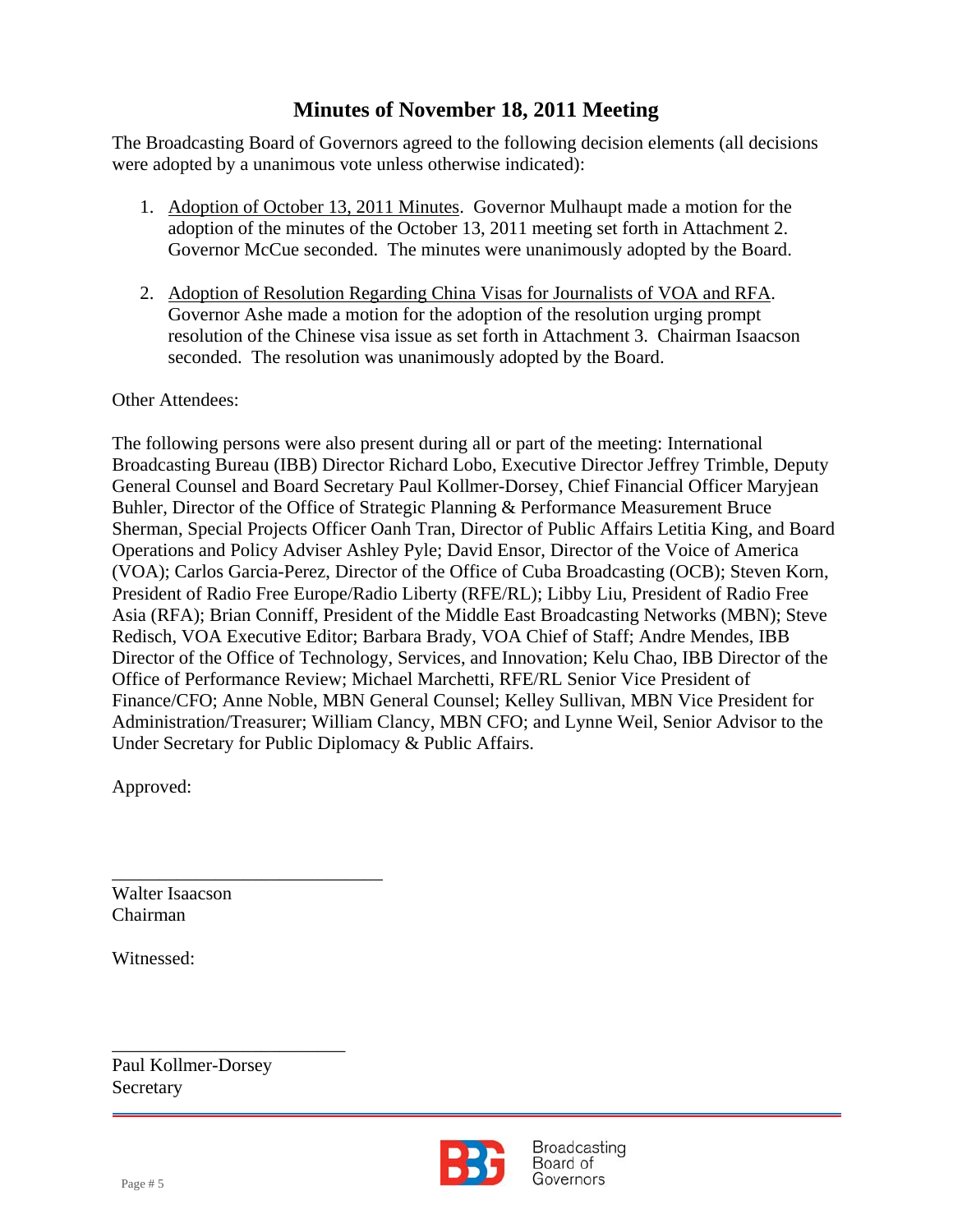# Minutes of November 18, 2011 Meeting

The Broadcasting Board of Governors agreed to the following decision elements (all decisions were adopted by a unanimous vote unless otherwise indicated):

1. Adoption of October 13, 2011 Minutes. Governor Mulhaupt made a motion for the adoption of the minutes of the October 13, 2011 meeting set forth in Attachment 2. Governor McCue seconded. The minutes were unanimously adopted by the Board.

2. Adoption of Resolution Regarding China Visas for Journalists of VOA and RFA. Governor Ashe made a motion for the adoption of the resolution urging prompt resolution of the Chinese visa issue as set forth in Attachment 3. Chairman Isaacson seconded. The resolution was unanimously adopted by the Board.

Other Attendees:

The following persons were also present during all or part of the meeting: International Broadcasting Bureau (IBB) Director Richard Lobo, Executive Director Jeffrey Trimble, Deputy General Counsel and Board Secretary Paul Kollmer-Dorsey, Chief Financial Officer Maryjean Buhler, Director of the Office of Strategic Planning & Performance Measurement Bruce Sherman, Special Projects Officer Oanh Tran, Director of Public Affairs Letitia King, and Board Operations and Policy Adviser Ashley Pyle; David Ensor, Director of the Voice of America (VOA); Carlos Garcia-Perez, Director of the Office of Cuba Broadcasting (OCB); Steven Korn, President of Radio Free Europe/Radio Liberty (RFE/RL); Libby Liu, President of Radio Free Asia (RFA); Brian Conniff, President of the Middle East Broadcasting Networks (MBN); Steve Redisch, VOA Executive Editor; Barbara Brady, VOA Chief of Staff; Andre Mendes, IBB Director of the Office of Technology, Services, and Innovation; Kelu Chao, IBB Director of the Office of Performance Review; Michael Marchetti, RFE/RL Senior Vice President of Finance/CFO; Anne Noble, MBN General Counsel; Kelley Sullivan, MBN Vice President for Administration/Treasurer; William Clancy, MBN CFO; and Lynne Weil, Senior Advisor to the Under Secretary for Public Diplomacy & Public Affairs.

Approved:

\_\_\_\_\_\_\_\_\_\_\_\_\_\_\_\_\_\_\_\_\_\_\_\_\_\_\_\_\_\_

Walter Isaacson
Chairman

Witnessed:

\_\_\_\_\_\_\_\_\_\_\_\_\_\_\_\_\_\_\_\_\_\_\_\_\_\_

Paul Kollmer-Dorsey
Secretary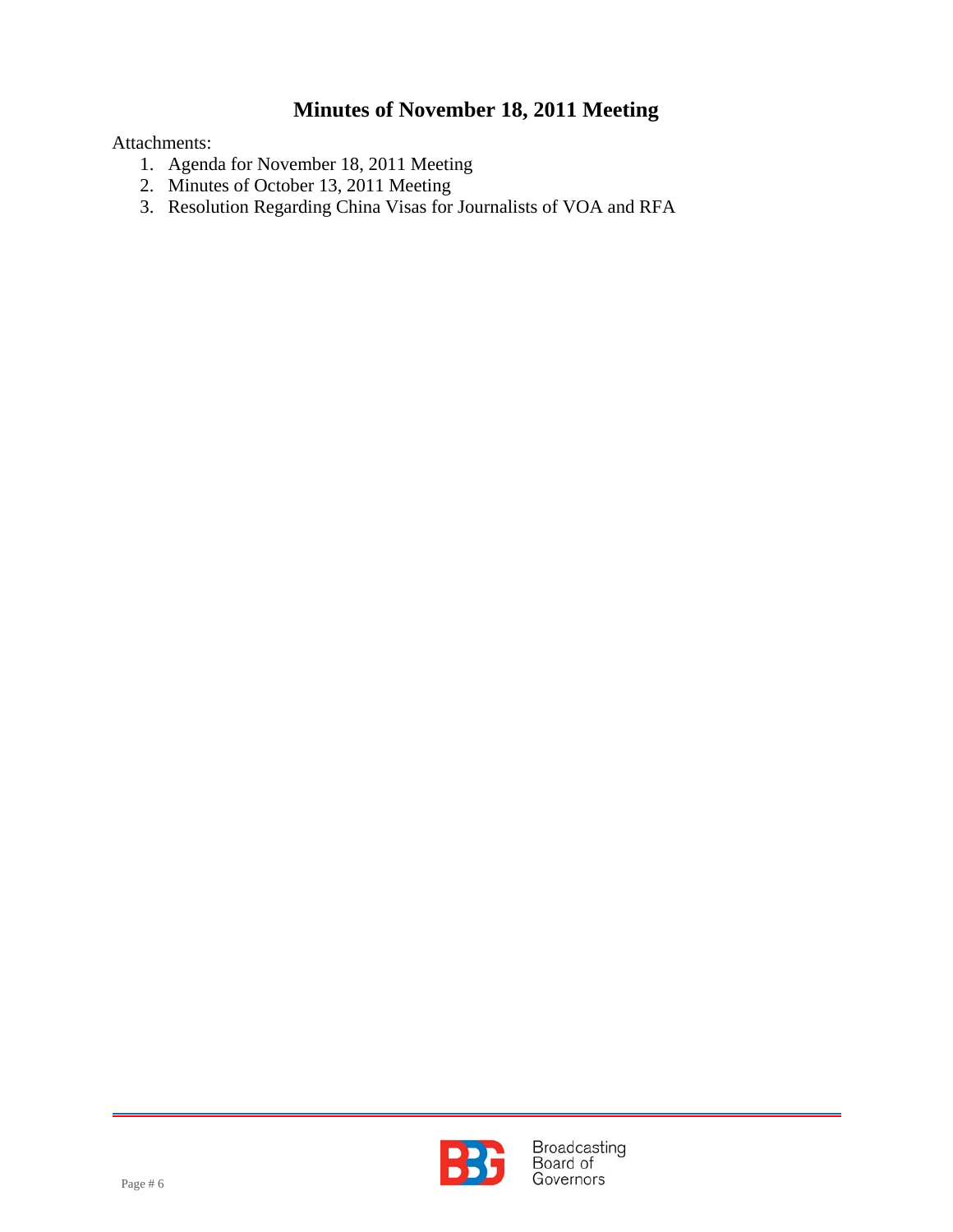# Minutes of November 18, 2011 Meeting

Attachments:

1. Agenda for November 18, 2011 Meeting
2. Minutes of October 13, 2011 Meeting
3. Resolution Regarding China Visas for Journalists of VOA and RFA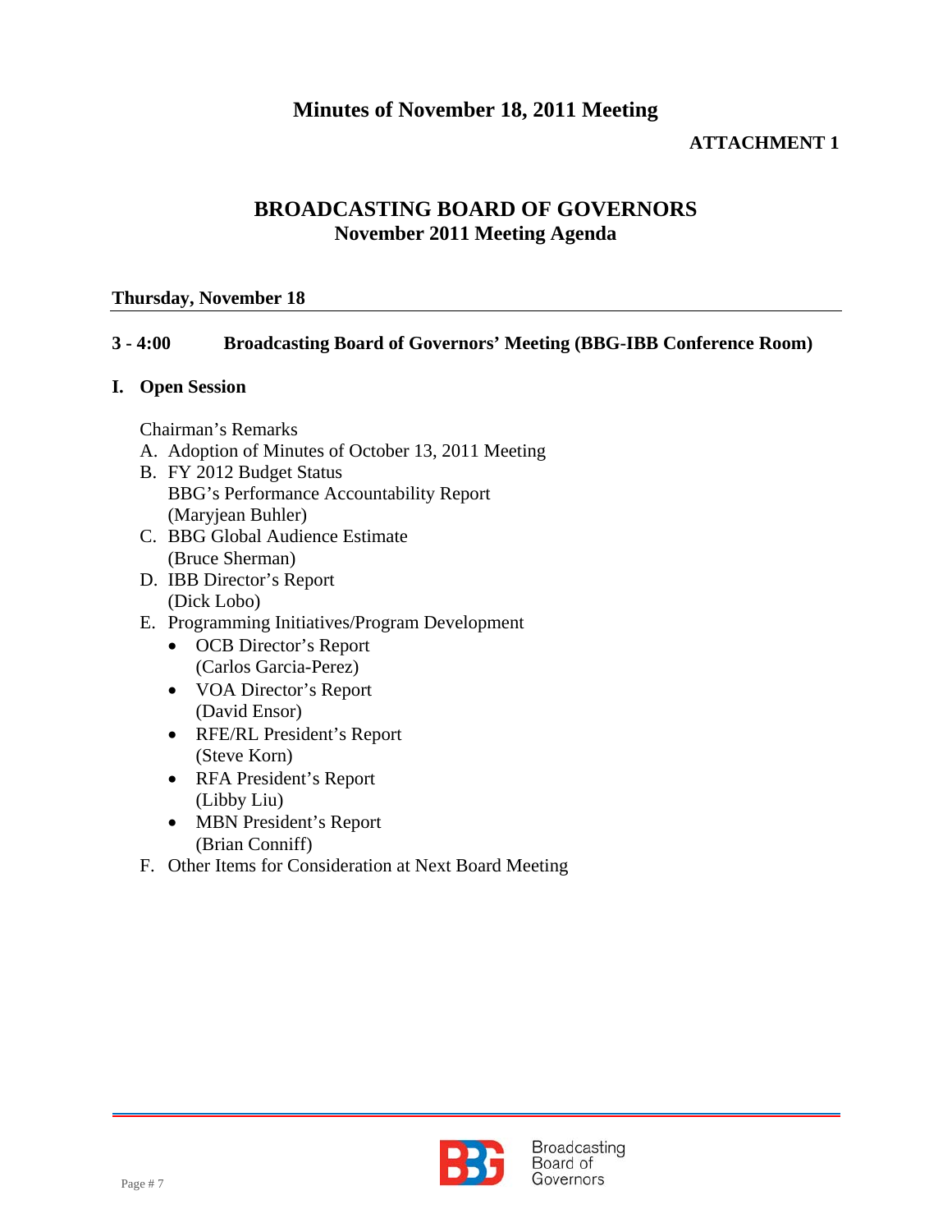# Minutes of November 18, 2011 Meeting

**ATTACHMENT 1**

## BROADCASTING BOARD OF GOVERNORS
### November 2011 Meeting Agenda

**Thursday, November 18**

**3 - 4:00 Broadcasting Board of Governors' Meeting (BBG-IBB Conference Room)**

**I. Open Session**

Chairman's Remarks

A. Adoption of Minutes of October 13, 2011 Meeting
B. FY 2012 Budget Status
   BBG's Performance Accountability Report
   (Maryjean Buhler)
C. BBG Global Audience Estimate
   (Bruce Sherman)
D. IBB Director's Report
   (Dick Lobo)
E. Programming Initiatives/Program Development
   - OCB Director's Report
     (Carlos Garcia-Perez)
   - VOA Director's Report
     (David Ensor)
   - RFE/RL President's Report
     (Steve Korn)
   - RFA President's Report
     (Libby Liu)
   - MBN President's Report
     (Brian Conniff)
F. Other Items for Consideration at Next Board Meeting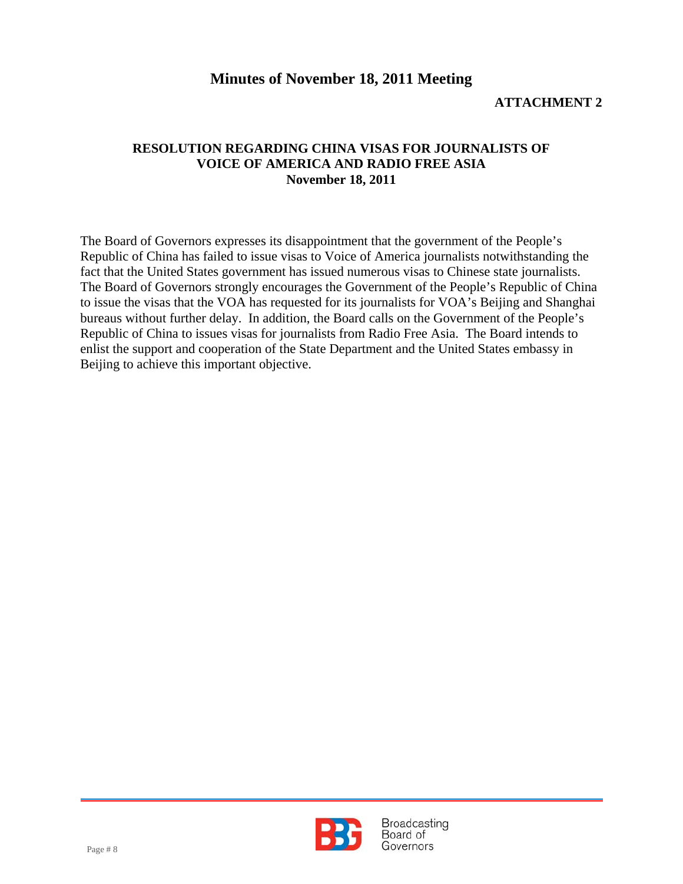# Minutes of November 18, 2011 Meeting

**ATTACHMENT 2**

## RESOLUTION REGARDING CHINA VISAS FOR JOURNALISTS OF VOICE OF AMERICA AND RADIO FREE ASIA
**November 18, 2011**

The Board of Governors expresses its disappointment that the government of the People's Republic of China has failed to issue visas to Voice of America journalists notwithstanding the fact that the United States government has issued numerous visas to Chinese state journalists. The Board of Governors strongly encourages the Government of the People's Republic of China to issue the visas that the VOA has requested for its journalists for VOA's Beijing and Shanghai bureaus without further delay. In addition, the Board calls on the Government of the People's Republic of China to issues visas for journalists from Radio Free Asia. The Board intends to enlist the support and cooperation of the State Department and the United States embassy in Beijing to achieve this important objective.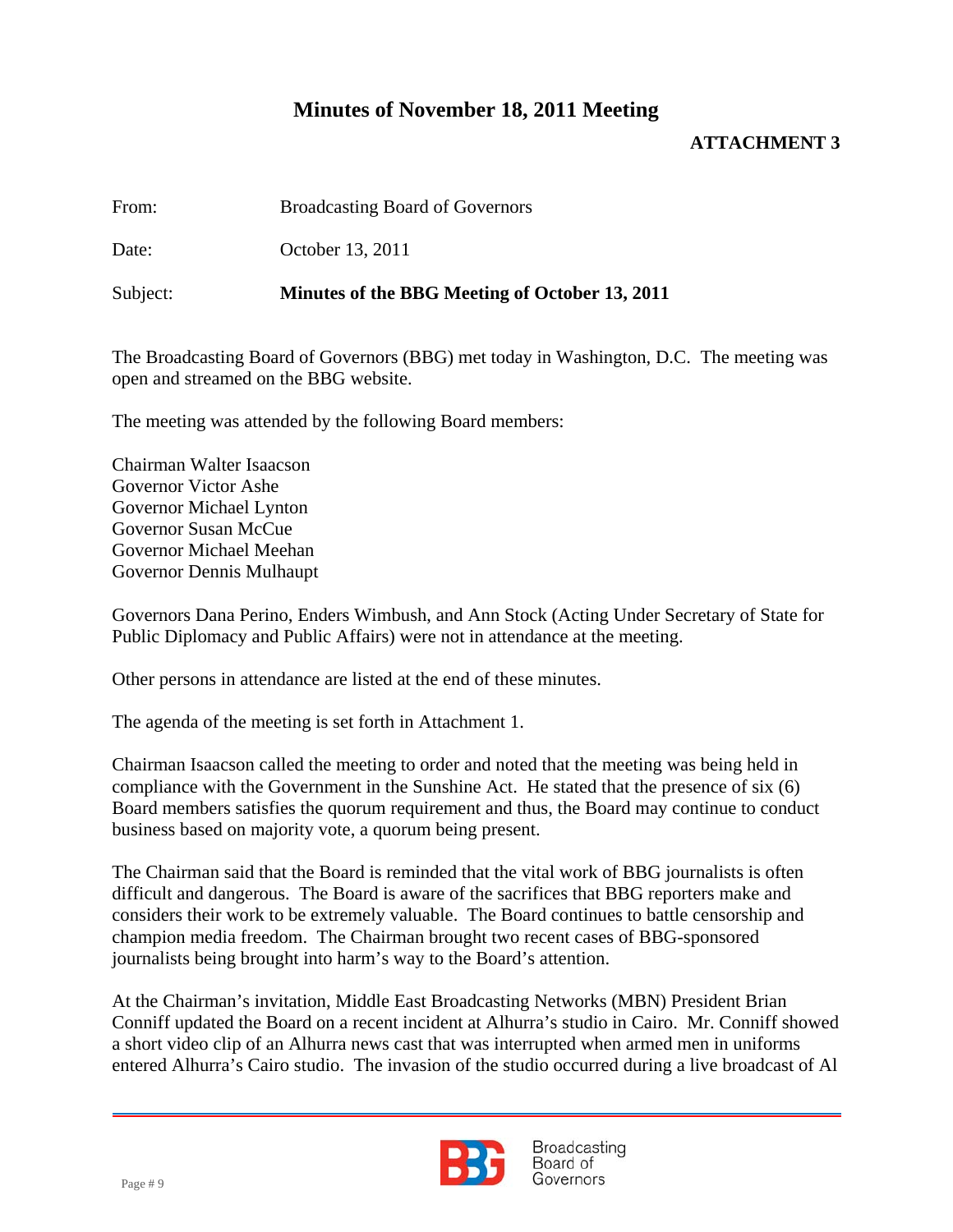# Minutes of November 18, 2011 Meeting

**ATTACHMENT 3**

From: Broadcasting Board of Governors

Date: October 13, 2011

Subject: **Minutes of the BBG Meeting of October 13, 2011**

The Broadcasting Board of Governors (BBG) met today in Washington, D.C. The meeting was open and streamed on the BBG website.

The meeting was attended by the following Board members:

Chairman Walter Isaacson
Governor Victor Ashe
Governor Michael Lynton
Governor Susan McCue
Governor Michael Meehan
Governor Dennis Mulhaupt

Governors Dana Perino, Enders Wimbush, and Ann Stock (Acting Under Secretary of State for Public Diplomacy and Public Affairs) were not in attendance at the meeting.

Other persons in attendance are listed at the end of these minutes.

The agenda of the meeting is set forth in Attachment 1.

Chairman Isaacson called the meeting to order and noted that the meeting was being held in compliance with the Government in the Sunshine Act. He stated that the presence of six (6) Board members satisfies the quorum requirement and thus, the Board may continue to conduct business based on majority vote, a quorum being present.

The Chairman said that the Board is reminded that the vital work of BBG journalists is often difficult and dangerous. The Board is aware of the sacrifices that BBG reporters make and considers their work to be extremely valuable. The Board continues to battle censorship and champion media freedom. The Chairman brought two recent cases of BBG-sponsored journalists being brought into harm's way to the Board's attention.

At the Chairman's invitation, Middle East Broadcasting Networks (MBN) President Brian Conniff updated the Board on a recent incident at Alhurra's studio in Cairo. Mr. Conniff showed a short video clip of an Alhurra news cast that was interrupted when armed men in uniforms entered Alhurra's Cairo studio. The invasion of the studio occurred during a live broadcast of Al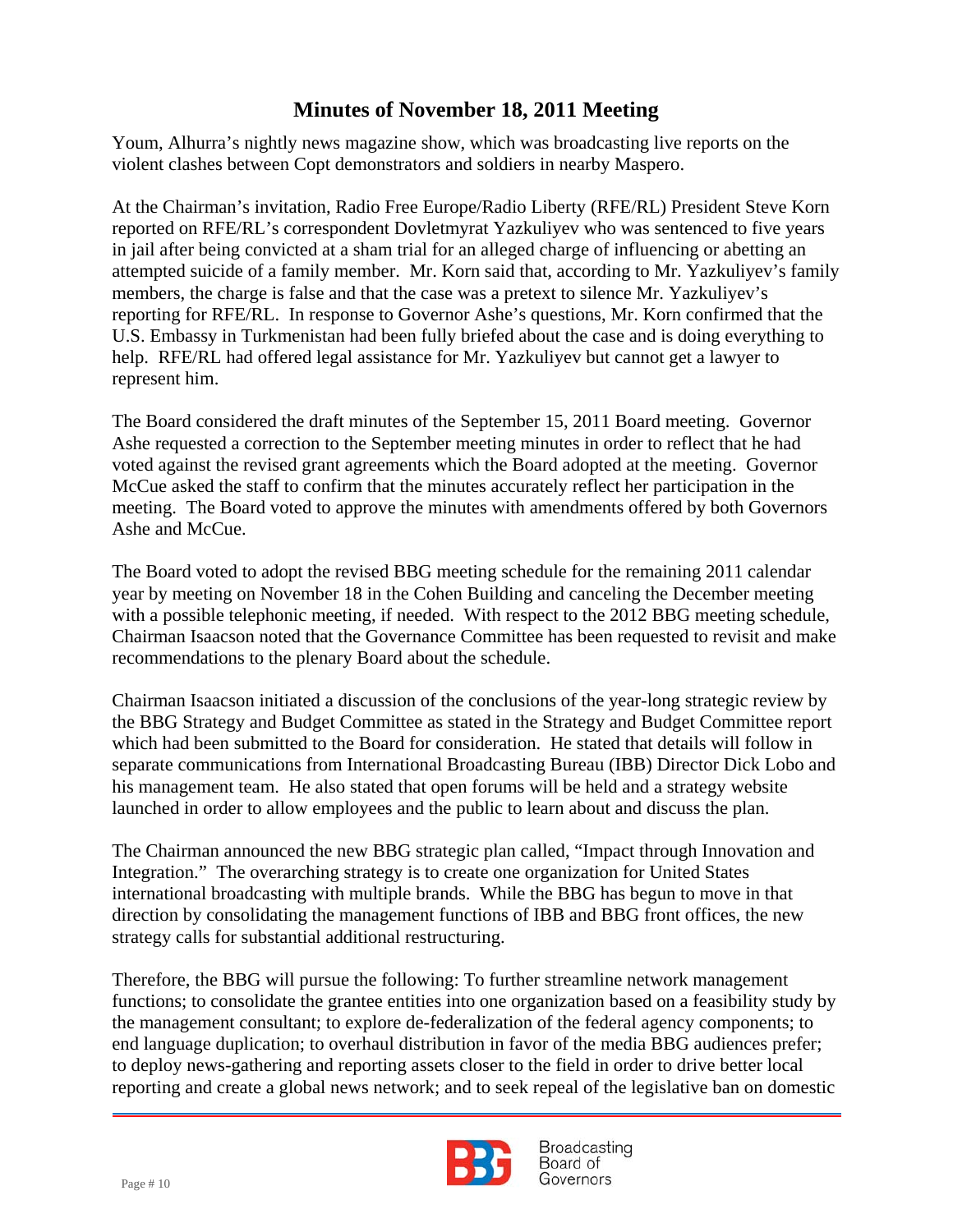Youm, Alhurra's nightly news magazine show, which was broadcasting live reports on the violent clashes between Copt demonstrators and soldiers in nearby Maspero.

At the Chairman's invitation, Radio Free Europe/Radio Liberty (RFE/RL) President Steve Korn reported on RFE/RL's correspondent Dovletmyrat Yazkuliyev who was sentenced to five years in jail after being convicted at a sham trial for an alleged charge of influencing or abetting an attempted suicide of a family member. Mr. Korn said that, according to Mr. Yazkuliyev's family members, the charge is false and that the case was a pretext to silence Mr. Yazkuliyev's reporting for RFE/RL. In response to Governor Ashe's questions, Mr. Korn confirmed that the U.S. Embassy in Turkmenistan had been fully briefed about the case and is doing everything to help. RFE/RL had offered legal assistance for Mr. Yazkuliyev but cannot get a lawyer to represent him.

The Board considered the draft minutes of the September 15, 2011 Board meeting. Governor Ashe requested a correction to the September meeting minutes in order to reflect that he had voted against the revised grant agreements which the Board adopted at the meeting. Governor McCue asked the staff to confirm that the minutes accurately reflect her participation in the meeting. The Board voted to approve the minutes with amendments offered by both Governors Ashe and McCue.

The Board voted to adopt the revised BBG meeting schedule for the remaining 2011 calendar year by meeting on November 18 in the Cohen Building and canceling the December meeting with a possible telephonic meeting, if needed. With respect to the 2012 BBG meeting schedule, Chairman Isaacson noted that the Governance Committee has been requested to revisit and make recommendations to the plenary Board about the schedule.

Chairman Isaacson initiated a discussion of the conclusions of the year-long strategic review by the BBG Strategy and Budget Committee as stated in the Strategy and Budget Committee report which had been submitted to the Board for consideration. He stated that details will follow in separate communications from International Broadcasting Bureau (IBB) Director Dick Lobo and his management team. He also stated that open forums will be held and a strategy website launched in order to allow employees and the public to learn about and discuss the plan.

The Chairman announced the new BBG strategic plan called, "Impact through Innovation and Integration." The overarching strategy is to create one organization for United States international broadcasting with multiple brands. While the BBG has begun to move in that direction by consolidating the management functions of IBB and BBG front offices, the new strategy calls for substantial additional restructuring.

Therefore, the BBG will pursue the following: To further streamline network management functions; to consolidate the grantee entities into one organization based on a feasibility study by the management consultant; to explore de-federalization of the federal agency components; to end language duplication; to overhaul distribution in favor of the media BBG audiences prefer; to deploy news-gathering and reporting assets closer to the field in order to drive better local reporting and create a global news network; and to seek repeal of the legislative ban on domestic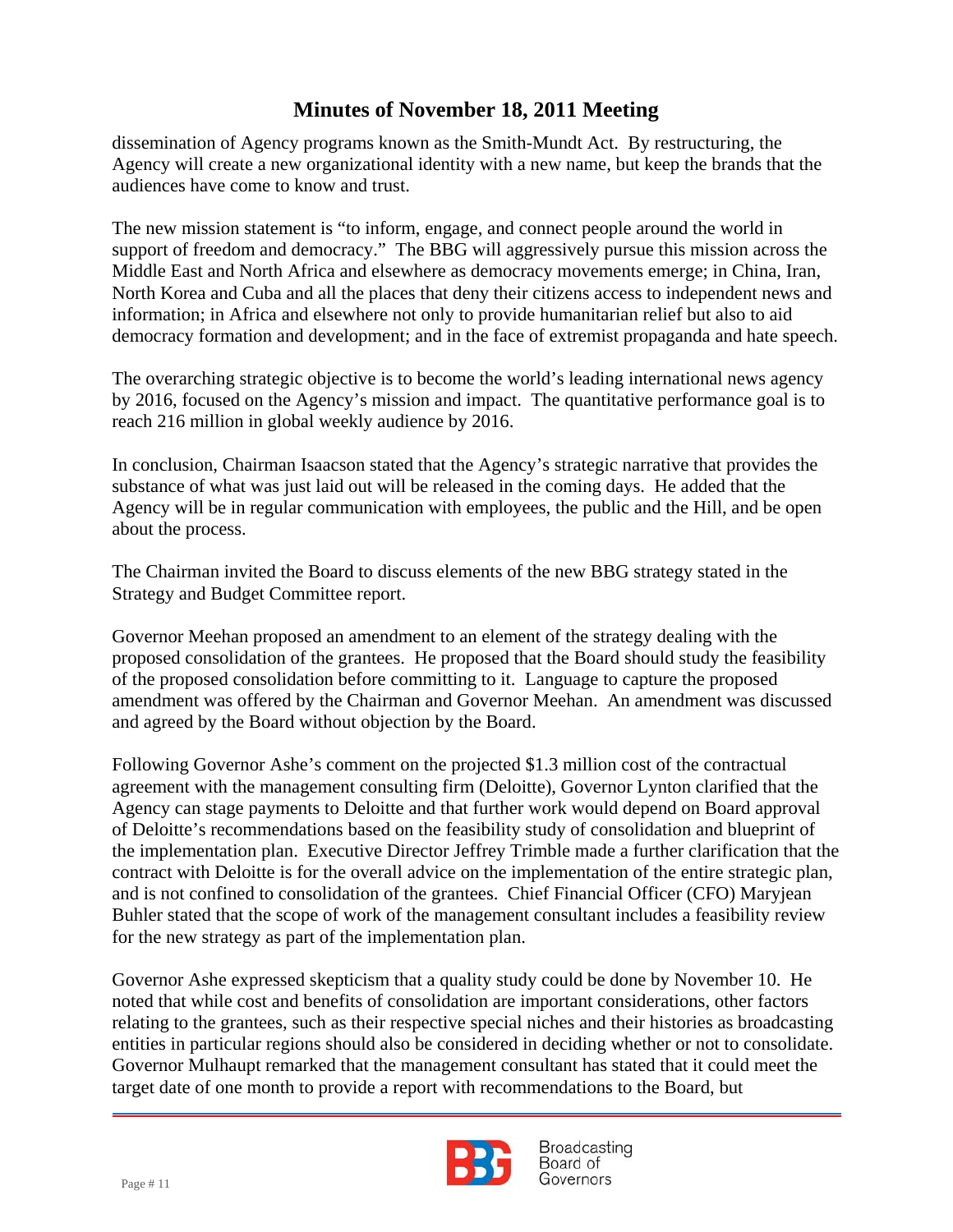dissemination of Agency programs known as the Smith-Mundt Act. By restructuring, the Agency will create a new organizational identity with a new name, but keep the brands that the audiences have come to know and trust.

The new mission statement is "to inform, engage, and connect people around the world in support of freedom and democracy." The BBG will aggressively pursue this mission across the Middle East and North Africa and elsewhere as democracy movements emerge; in China, Iran, North Korea and Cuba and all the places that deny their citizens access to independent news and information; in Africa and elsewhere not only to provide humanitarian relief but also to aid democracy formation and development; and in the face of extremist propaganda and hate speech.

The overarching strategic objective is to become the world's leading international news agency by 2016, focused on the Agency's mission and impact. The quantitative performance goal is to reach 216 million in global weekly audience by 2016.

In conclusion, Chairman Isaacson stated that the Agency's strategic narrative that provides the substance of what was just laid out will be released in the coming days. He added that the Agency will be in regular communication with employees, the public and the Hill, and be open about the process.

The Chairman invited the Board to discuss elements of the new BBG strategy stated in the Strategy and Budget Committee report.

Governor Meehan proposed an amendment to an element of the strategy dealing with the proposed consolidation of the grantees. He proposed that the Board should study the feasibility of the proposed consolidation before committing to it. Language to capture the proposed amendment was offered by the Chairman and Governor Meehan. An amendment was discussed and agreed by the Board without objection by the Board.

Following Governor Ashe's comment on the projected $1.3 million cost of the contractual agreement with the management consulting firm (Deloitte), Governor Lynton clarified that the Agency can stage payments to Deloitte and that further work would depend on Board approval of Deloitte's recommendations based on the feasibility study of consolidation and blueprint of the implementation plan. Executive Director Jeffrey Trimble made a further clarification that the contract with Deloitte is for the overall advice on the implementation of the entire strategic plan, and is not confined to consolidation of the grantees. Chief Financial Officer (CFO) Maryjean Buhler stated that the scope of work of the management consultant includes a feasibility review for the new strategy as part of the implementation plan.

Governor Ashe expressed skepticism that a quality study could be done by November 10. He noted that while cost and benefits of consolidation are important considerations, other factors relating to the grantees, such as their respective special niches and their histories as broadcasting entities in particular regions should also be considered in deciding whether or not to consolidate. Governor Mulhaupt remarked that the management consultant has stated that it could meet the target date of one month to provide a report with recommendations to the Board, but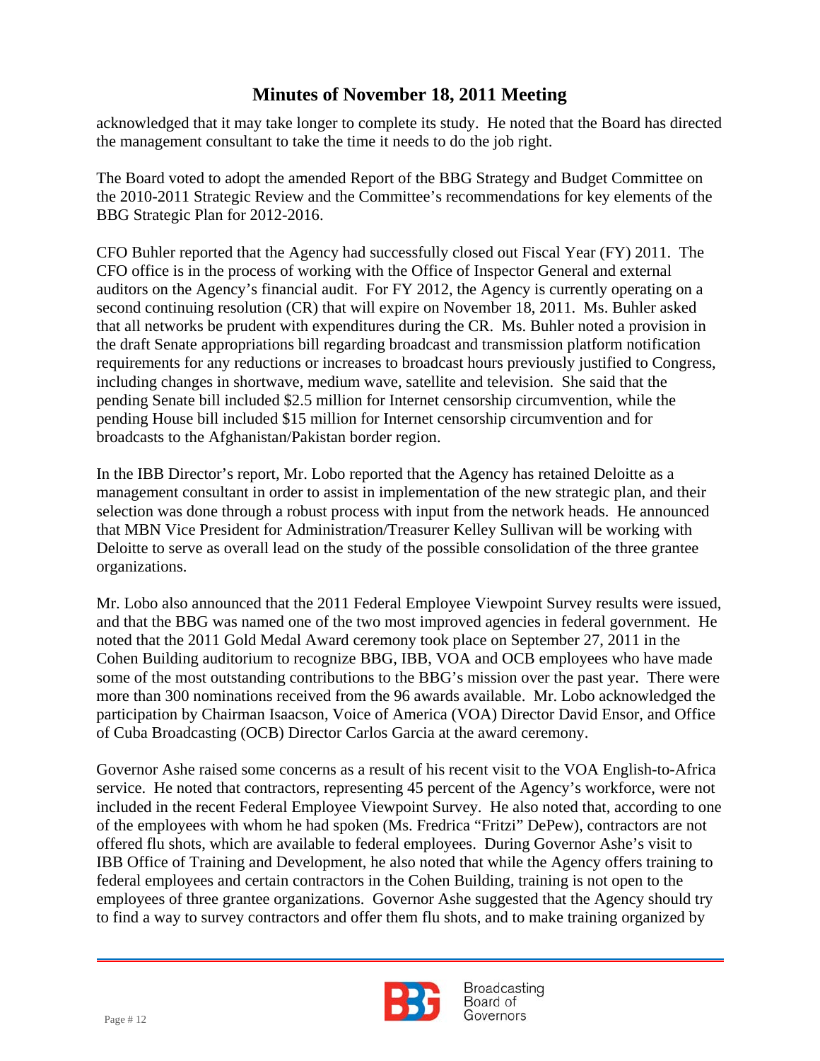acknowledged that it may take longer to complete its study. He noted that the Board has directed the management consultant to take the time it needs to do the job right.

The Board voted to adopt the amended Report of the BBG Strategy and Budget Committee on the 2010-2011 Strategic Review and the Committee's recommendations for key elements of the BBG Strategic Plan for 2012-2016.

CFO Buhler reported that the Agency had successfully closed out Fiscal Year (FY) 2011. The CFO office is in the process of working with the Office of Inspector General and external auditors on the Agency's financial audit. For FY 2012, the Agency is currently operating on a second continuing resolution (CR) that will expire on November 18, 2011. Ms. Buhler asked that all networks be prudent with expenditures during the CR. Ms. Buhler noted a provision in the draft Senate appropriations bill regarding broadcast and transmission platform notification requirements for any reductions or increases to broadcast hours previously justified to Congress, including changes in shortwave, medium wave, satellite and television. She said that the pending Senate bill included $2.5 million for Internet censorship circumvention, while the pending House bill included $15 million for Internet censorship circumvention and for broadcasts to the Afghanistan/Pakistan border region.

In the IBB Director's report, Mr. Lobo reported that the Agency has retained Deloitte as a management consultant in order to assist in implementation of the new strategic plan, and their selection was done through a robust process with input from the network heads. He announced that MBN Vice President for Administration/Treasurer Kelley Sullivan will be working with Deloitte to serve as overall lead on the study of the possible consolidation of the three grantee organizations.

Mr. Lobo also announced that the 2011 Federal Employee Viewpoint Survey results were issued, and that the BBG was named one of the two most improved agencies in federal government. He noted that the 2011 Gold Medal Award ceremony took place on September 27, 2011 in the Cohen Building auditorium to recognize BBG, IBB, VOA and OCB employees who have made some of the most outstanding contributions to the BBG's mission over the past year. There were more than 300 nominations received from the 96 awards available. Mr. Lobo acknowledged the participation by Chairman Isaacson, Voice of America (VOA) Director David Ensor, and Office of Cuba Broadcasting (OCB) Director Carlos Garcia at the award ceremony.

Governor Ashe raised some concerns as a result of his recent visit to the VOA English-to-Africa service. He noted that contractors, representing 45 percent of the Agency's workforce, were not included in the recent Federal Employee Viewpoint Survey. He also noted that, according to one of the employees with whom he had spoken (Ms. Fredrica "Fritzi" DePew), contractors are not offered flu shots, which are available to federal employees. During Governor Ashe's visit to IBB Office of Training and Development, he also noted that while the Agency offers training to federal employees and certain contractors in the Cohen Building, training is not open to the employees of three grantee organizations. Governor Ashe suggested that the Agency should try to find a way to survey contractors and offer them flu shots, and to make training organized by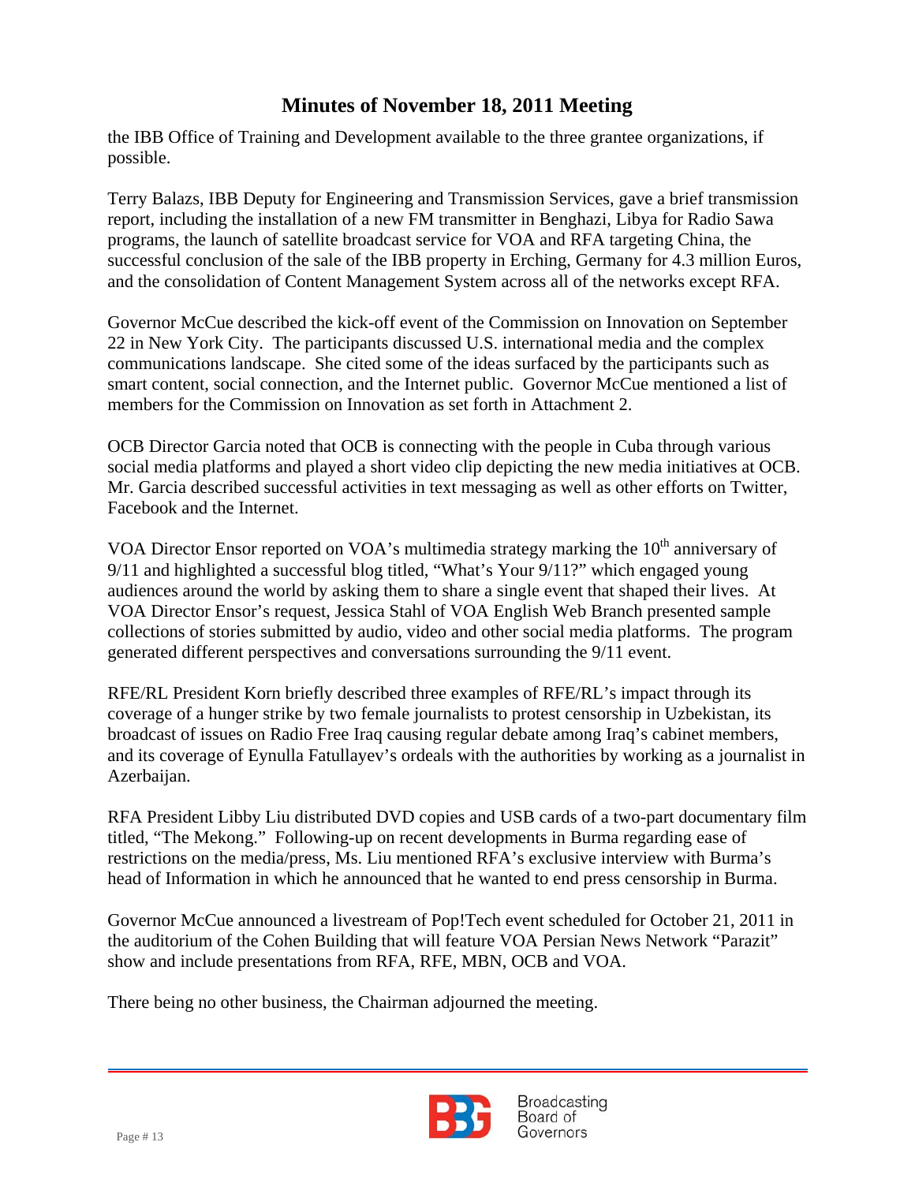the IBB Office of Training and Development available to the three grantee organizations, if possible.

Terry Balazs, IBB Deputy for Engineering and Transmission Services, gave a brief transmission report, including the installation of a new FM transmitter in Benghazi, Libya for Radio Sawa programs, the launch of satellite broadcast service for VOA and RFA targeting China, the successful conclusion of the sale of the IBB property in Erching, Germany for 4.3 million Euros, and the consolidation of Content Management System across all of the networks except RFA.

Governor McCue described the kick-off event of the Commission on Innovation on September 22 in New York City. The participants discussed U.S. international media and the complex communications landscape. She cited some of the ideas surfaced by the participants such as smart content, social connection, and the Internet public. Governor McCue mentioned a list of members for the Commission on Innovation as set forth in Attachment 2.

OCB Director Garcia noted that OCB is connecting with the people in Cuba through various social media platforms and played a short video clip depicting the new media initiatives at OCB. Mr. Garcia described successful activities in text messaging as well as other efforts on Twitter, Facebook and the Internet.

VOA Director Ensor reported on VOA's multimedia strategy marking the 10th anniversary of 9/11 and highlighted a successful blog titled, "What's Your 9/11?" which engaged young audiences around the world by asking them to share a single event that shaped their lives. At VOA Director Ensor's request, Jessica Stahl of VOA English Web Branch presented sample collections of stories submitted by audio, video and other social media platforms. The program generated different perspectives and conversations surrounding the 9/11 event.

RFE/RL President Korn briefly described three examples of RFE/RL's impact through its coverage of a hunger strike by two female journalists to protest censorship in Uzbekistan, its broadcast of issues on Radio Free Iraq causing regular debate among Iraq's cabinet members, and its coverage of Eynulla Fatullayev's ordeals with the authorities by working as a journalist in Azerbaijan.

RFA President Libby Liu distributed DVD copies and USB cards of a two-part documentary film titled, "The Mekong." Following-up on recent developments in Burma regarding ease of restrictions on the media/press, Ms. Liu mentioned RFA's exclusive interview with Burma's head of Information in which he announced that he wanted to end press censorship in Burma.

Governor McCue announced a livestream of Pop!Tech event scheduled for October 21, 2011 in the auditorium of the Cohen Building that will feature VOA Persian News Network "Parazit" show and include presentations from RFA, RFE, MBN, OCB and VOA.

There being no other business, the Chairman adjourned the meeting.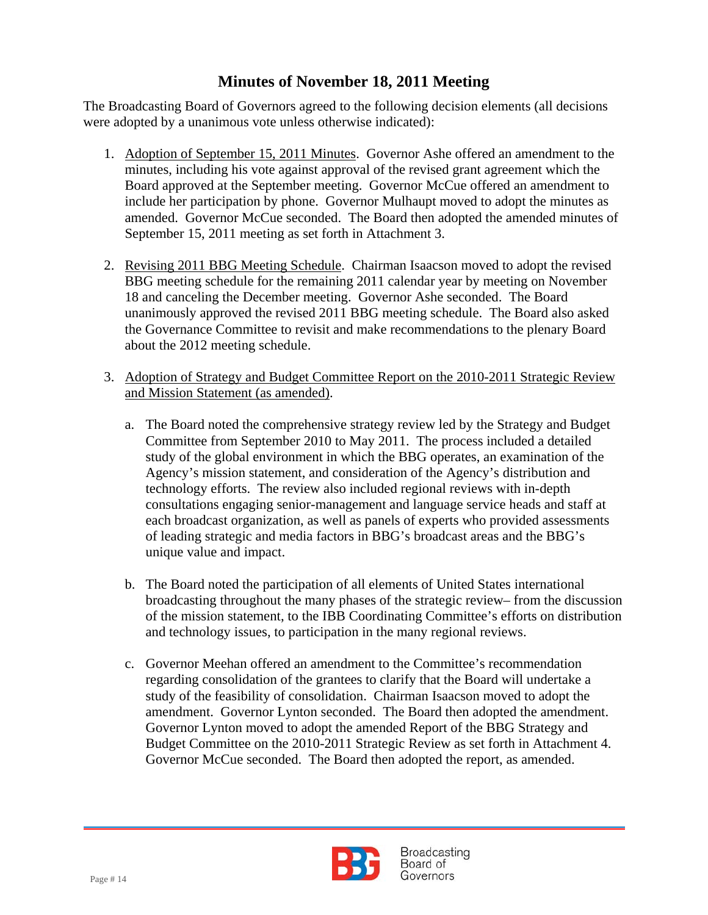## Minutes of November 18, 2011 Meeting

The Broadcasting Board of Governors agreed to the following decision elements (all decisions were adopted by a unanimous vote unless otherwise indicated):

1. Adoption of September 15, 2011 Minutes. Governor Ashe offered an amendment to the minutes, including his vote against approval of the revised grant agreement which the Board approved at the September meeting. Governor McCue offered an amendment to include her participation by phone. Governor Mulhaupt moved to adopt the minutes as amended. Governor McCue seconded. The Board then adopted the amended minutes of September 15, 2011 meeting as set forth in Attachment 3.

2. Revising 2011 BBG Meeting Schedule. Chairman Isaacson moved to adopt the revised BBG meeting schedule for the remaining 2011 calendar year by meeting on November 18 and canceling the December meeting. Governor Ashe seconded. The Board unanimously approved the revised 2011 BBG meeting schedule. The Board also asked the Governance Committee to revisit and make recommendations to the plenary Board about the 2012 meeting schedule.

3. Adoption of Strategy and Budget Committee Report on the 2010-2011 Strategic Review and Mission Statement (as amended).

   a. The Board noted the comprehensive strategy review led by the Strategy and Budget Committee from September 2010 to May 2011. The process included a detailed study of the global environment in which the BBG operates, an examination of the Agency's mission statement, and consideration of the Agency's distribution and technology efforts. The review also included regional reviews with in-depth consultations engaging senior-management and language service heads and staff at each broadcast organization, as well as panels of experts who provided assessments of leading strategic and media factors in BBG's broadcast areas and the BBG's unique value and impact.

   b. The Board noted the participation of all elements of United States international broadcasting throughout the many phases of the strategic review– from the discussion of the mission statement, to the IBB Coordinating Committee's efforts on distribution and technology issues, to participation in the many regional reviews.

   c. Governor Meehan offered an amendment to the Committee's recommendation regarding consolidation of the grantees to clarify that the Board will undertake a study of the feasibility of consolidation. Chairman Isaacson moved to adopt the amendment. Governor Lynton seconded. The Board then adopted the amendment. Governor Lynton moved to adopt the amended Report of the BBG Strategy and Budget Committee on the 2010-2011 Strategic Review as set forth in Attachment 4. Governor McCue seconded. The Board then adopted the report, as amended.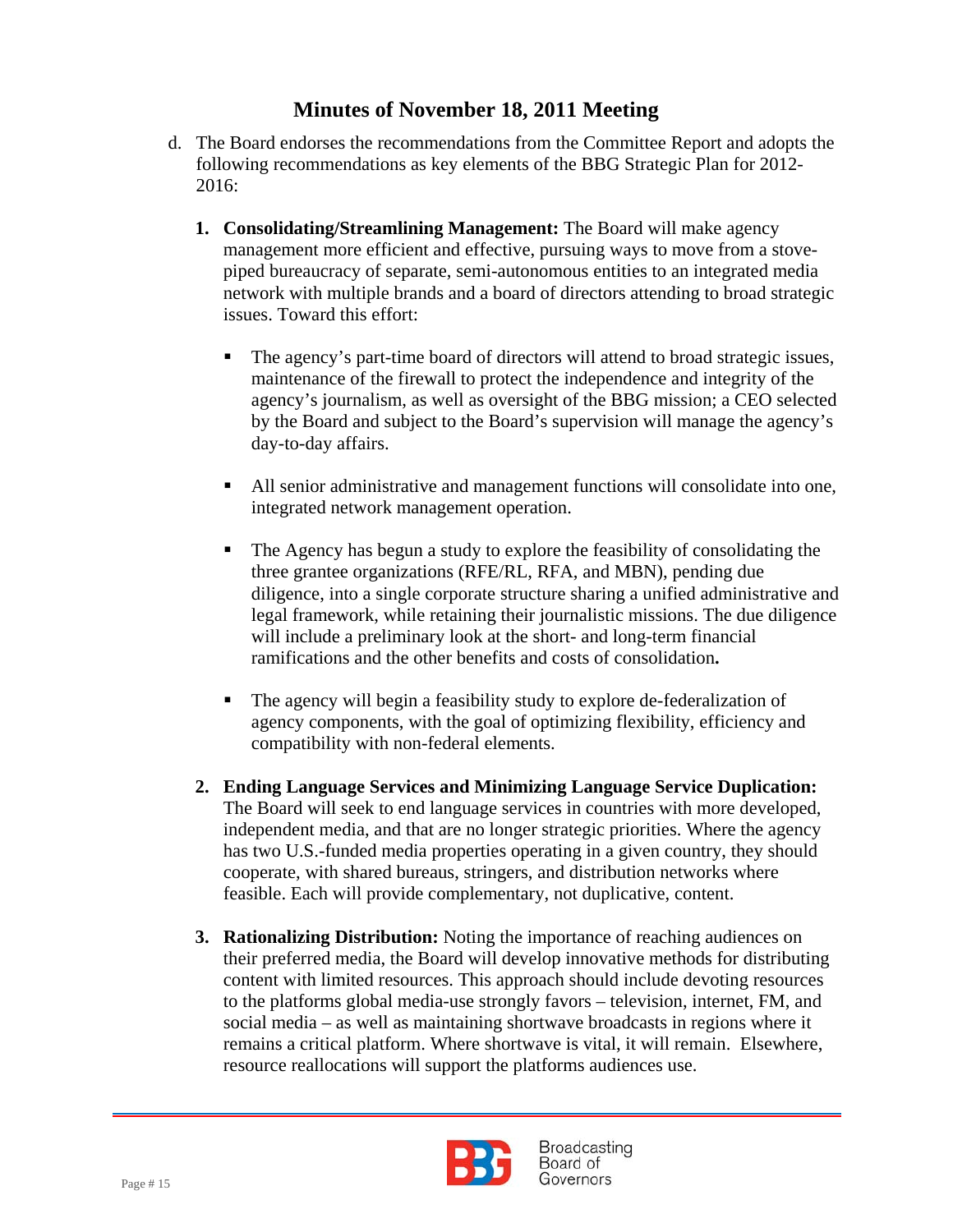## Minutes of November 18, 2011 Meeting

d. The Board endorses the recommendations from the Committee Report and adopts the following recommendations as key elements of the BBG Strategic Plan for 2012-2016:

   1. **Consolidating/Streamlining Management:** The Board will make agency management more efficient and effective, pursuing ways to move from a stove-piped bureaucracy of separate, semi-autonomous entities to an integrated media network with multiple brands and a board of directors attending to broad strategic issues. Toward this effort:

      - The agency's part-time board of directors will attend to broad strategic issues, maintenance of the firewall to protect the independence and integrity of the agency's journalism, as well as oversight of the BBG mission; a CEO selected by the Board and subject to the Board's supervision will manage the agency's day-to-day affairs.

      - All senior administrative and management functions will consolidate into one, integrated network management operation.

      - The Agency has begun a study to explore the feasibility of consolidating the three grantee organizations (RFE/RL, RFA, and MBN), pending due diligence, into a single corporate structure sharing a unified administrative and legal framework, while retaining their journalistic missions. The due diligence will include a preliminary look at the short- and long-term financial ramifications and the other benefits and costs of consolidation.

      - The agency will begin a feasibility study to explore de-federalization of agency components, with the goal of optimizing flexibility, efficiency and compatibility with non-federal elements.

   2. **Ending Language Services and Minimizing Language Service Duplication:** The Board will seek to end language services in countries with more developed, independent media, and that are no longer strategic priorities. Where the agency has two U.S.-funded media properties operating in a given country, they should cooperate, with shared bureaus, stringers, and distribution networks where feasible. Each will provide complementary, not duplicative, content.

   3. **Rationalizing Distribution:** Noting the importance of reaching audiences on their preferred media, the Board will develop innovative methods for distributing content with limited resources. This approach should include devoting resources to the platforms global media-use strongly favors – television, internet, FM, and social media – as well as maintaining shortwave broadcasts in regions where it remains a critical platform. Where shortwave is vital, it will remain. Elsewhere, resource reallocations will support the platforms audiences use.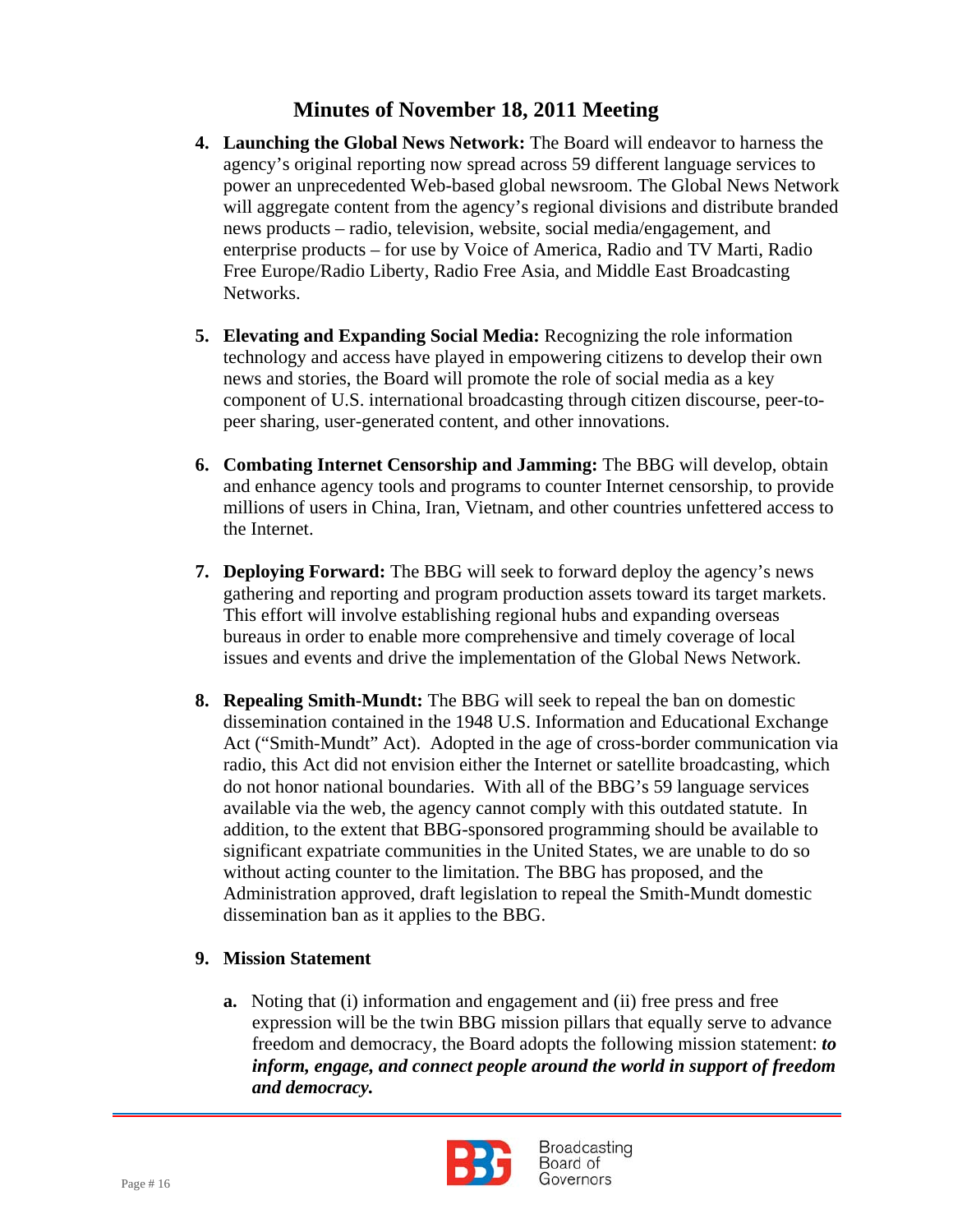# Minutes of November 18, 2011 Meeting

4. **Launching the Global News Network:** The Board will endeavor to harness the agency's original reporting now spread across 59 different language services to power an unprecedented Web-based global newsroom. The Global News Network will aggregate content from the agency's regional divisions and distribute branded news products – radio, television, website, social media/engagement, and enterprise products – for use by Voice of America, Radio and TV Marti, Radio Free Europe/Radio Liberty, Radio Free Asia, and Middle East Broadcasting Networks.

5. **Elevating and Expanding Social Media:** Recognizing the role information technology and access have played in empowering citizens to develop their own news and stories, the Board will promote the role of social media as a key component of U.S. international broadcasting through citizen discourse, peer-to-peer sharing, user-generated content, and other innovations.

6. **Combating Internet Censorship and Jamming:** The BBG will develop, obtain and enhance agency tools and programs to counter Internet censorship, to provide millions of users in China, Iran, Vietnam, and other countries unfettered access to the Internet.

7. **Deploying Forward:** The BBG will seek to forward deploy the agency's news gathering and reporting and program production assets toward its target markets. This effort will involve establishing regional hubs and expanding overseas bureaus in order to enable more comprehensive and timely coverage of local issues and events and drive the implementation of the Global News Network.

8. **Repealing Smith-Mundt:** The BBG will seek to repeal the ban on domestic dissemination contained in the 1948 U.S. Information and Educational Exchange Act ("Smith-Mundt" Act). Adopted in the age of cross-border communication via radio, this Act did not envision either the Internet or satellite broadcasting, which do not honor national boundaries. With all of the BBG's 59 language services available via the web, the agency cannot comply with this outdated statute. In addition, to the extent that BBG-sponsored programming should be available to significant expatriate communities in the United States, we are unable to do so without acting counter to the limitation. The BBG has proposed, and the Administration approved, draft legislation to repeal the Smith-Mundt domestic dissemination ban as it applies to the BBG.

9. **Mission Statement**

   a. Noting that (i) information and engagement and (ii) free press and free expression will be the twin BBG mission pillars that equally serve to advance freedom and democracy, the Board adopts the following mission statement: ***to inform, engage, and connect people around the world in support of freedom and democracy.***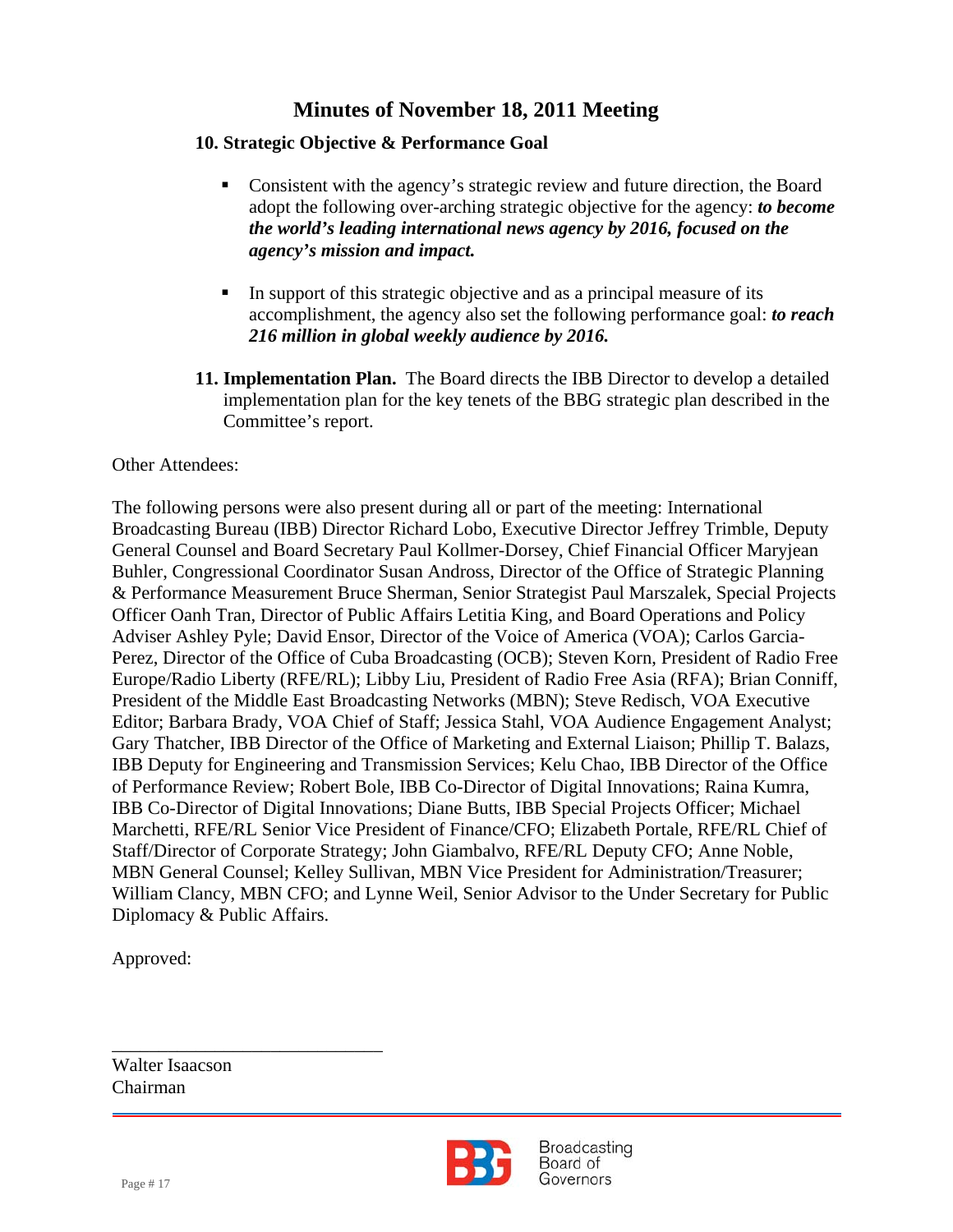## Minutes of November 18, 2011 Meeting

**10. Strategic Objective & Performance Goal**

- Consistent with the agency's strategic review and future direction, the Board adopt the following over-arching strategic objective for the agency: ***to become the world's leading international news agency by 2016, focused on the agency's mission and impact.***

- In support of this strategic objective and as a principal measure of its accomplishment, the agency also set the following performance goal: ***to reach 216 million in global weekly audience by 2016.***

**11. Implementation Plan.** The Board directs the IBB Director to develop a detailed implementation plan for the key tenets of the BBG strategic plan described in the Committee's report.

Other Attendees:

The following persons were also present during all or part of the meeting: International Broadcasting Bureau (IBB) Director Richard Lobo, Executive Director Jeffrey Trimble, Deputy General Counsel and Board Secretary Paul Kollmer-Dorsey, Chief Financial Officer Maryjean Buhler, Congressional Coordinator Susan Andross, Director of the Office of Strategic Planning & Performance Measurement Bruce Sherman, Senior Strategist Paul Marszalek, Special Projects Officer Oanh Tran, Director of Public Affairs Letitia King, and Board Operations and Policy Adviser Ashley Pyle; David Ensor, Director of the Voice of America (VOA); Carlos Garcia-Perez, Director of the Office of Cuba Broadcasting (OCB); Steven Korn, President of Radio Free Europe/Radio Liberty (RFE/RL); Libby Liu, President of Radio Free Asia (RFA); Brian Conniff, President of the Middle East Broadcasting Networks (MBN); Steve Redisch, VOA Executive Editor; Barbara Brady, VOA Chief of Staff; Jessica Stahl, VOA Audience Engagement Analyst; Gary Thatcher, IBB Director of the Office of Marketing and External Liaison; Phillip T. Balazs, IBB Deputy for Engineering and Transmission Services; Kelu Chao, IBB Director of the Office of Performance Review; Robert Bole, IBB Co-Director of Digital Innovations; Raina Kumra, IBB Co-Director of Digital Innovations; Diane Butts, IBB Special Projects Officer; Michael Marchetti, RFE/RL Senior Vice President of Finance/CFO; Elizabeth Portale, RFE/RL Chief of Staff/Director of Corporate Strategy; John Giambalvo, RFE/RL Deputy CFO; Anne Noble, MBN General Counsel; Kelley Sullivan, MBN Vice President for Administration/Treasurer; William Clancy, MBN CFO; and Lynne Weil, Senior Advisor to the Under Secretary for Public Diplomacy & Public Affairs.

Approved:

\_\_\_\_\_\_\_\_\_\_\_\_\_\_\_\_\_\_\_\_\_\_\_\_\_\_\_\_\_\_

Walter Isaacson
Chairman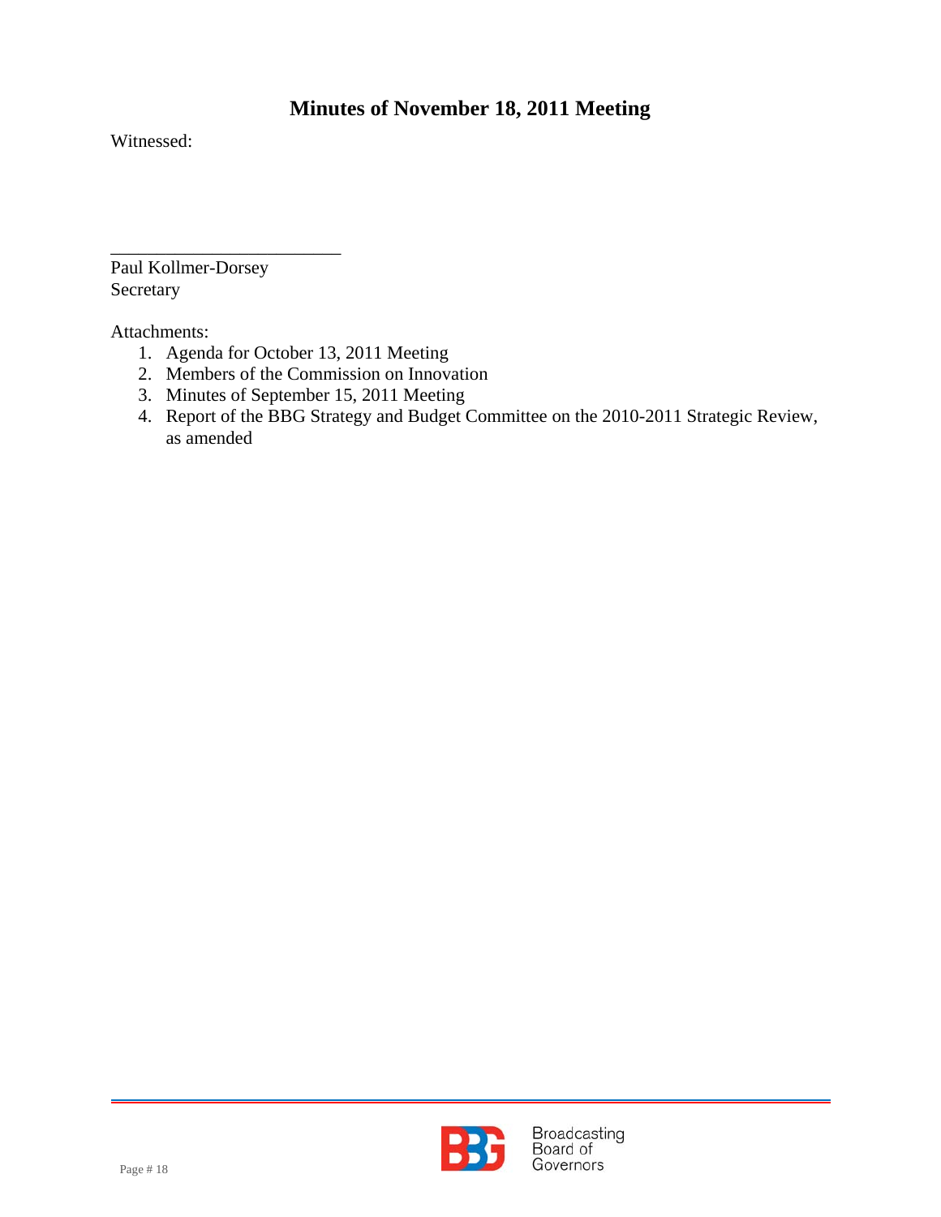# Minutes of November 18, 2011 Meeting

Witnessed:

\_\_\_\_\_\_\_\_\_\_\_\_\_\_\_\_\_\_\_\_\_\_\_\_\_\_

Paul Kollmer-Dorsey
Secretary

Attachments:

1. Agenda for October 13, 2011 Meeting
2. Members of the Commission on Innovation
3. Minutes of September 15, 2011 Meeting
4. Report of the BBG Strategy and Budget Committee on the 2010-2011 Strategic Review, as amended